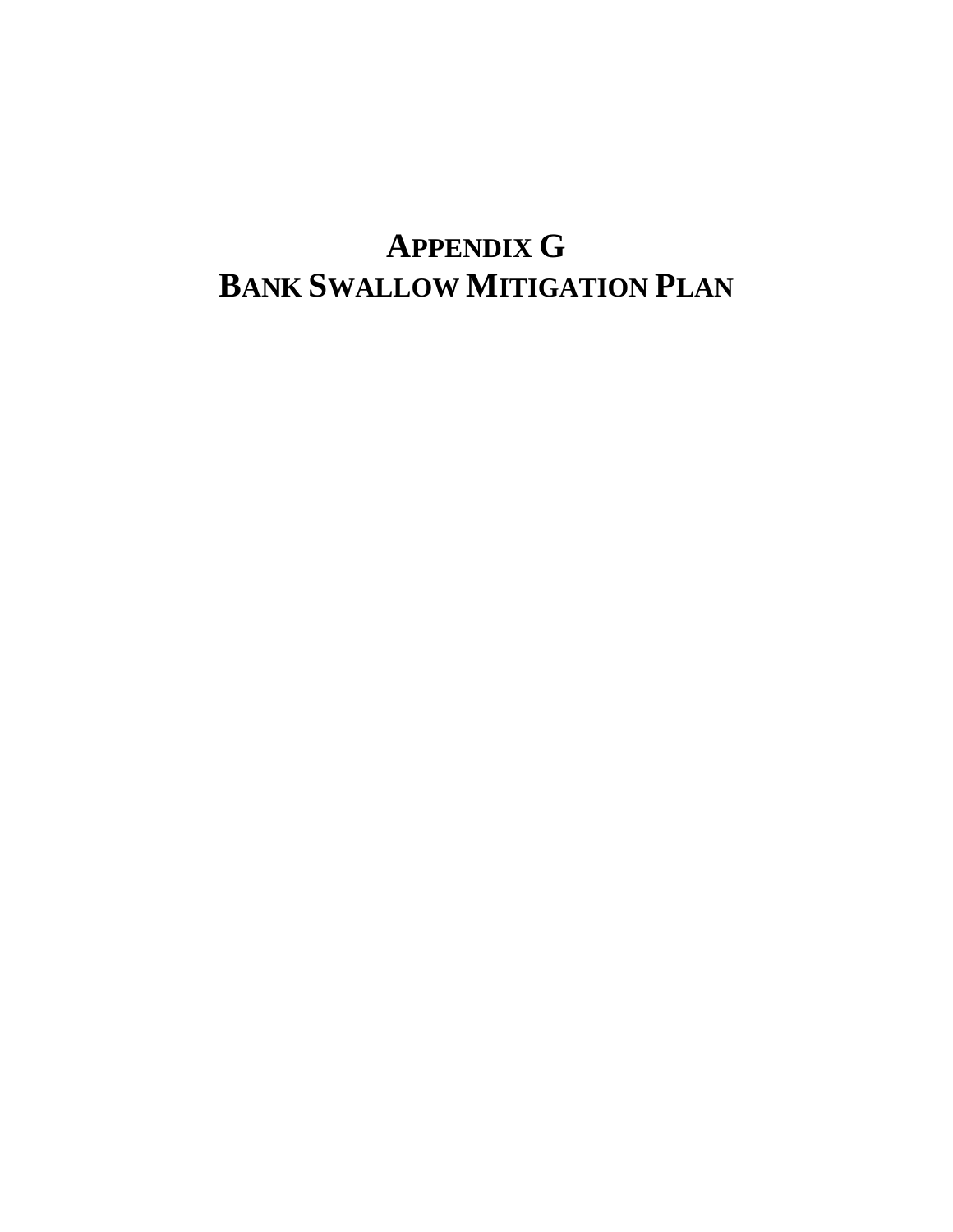# APPENDIX G
# BANK SWALLOW MITIGATION PLAN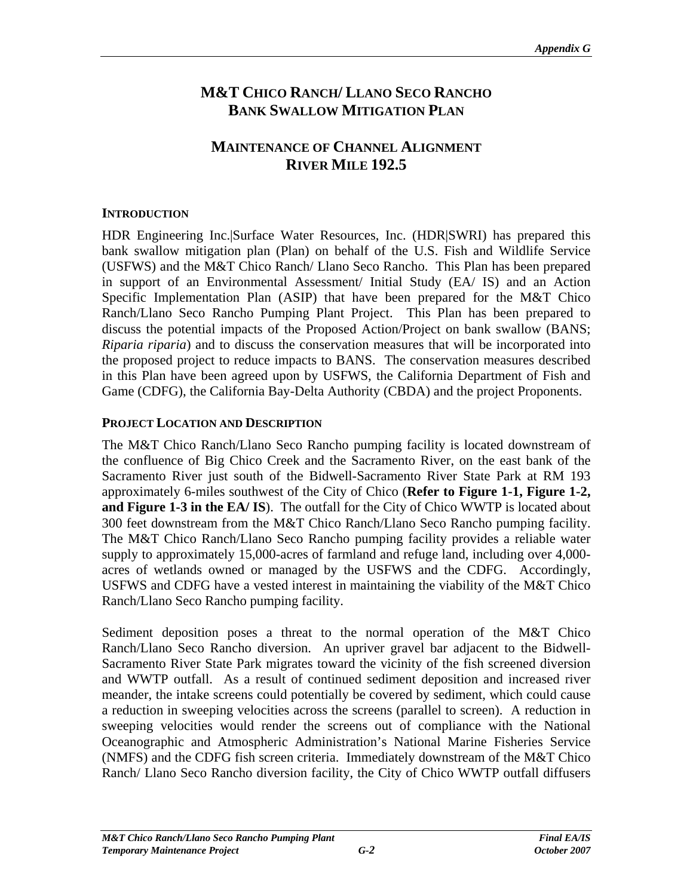# M&T CHICO RANCH/ LLANO SECO RANCHO BANK SWALLOW MITIGATION PLAN

## MAINTENANCE OF CHANNEL ALIGNMENT RIVER MILE 192.5

### INTRODUCTION

HDR Engineering Inc.|Surface Water Resources, Inc. (HDR|SWRI) has prepared this bank swallow mitigation plan (Plan) on behalf of the U.S. Fish and Wildlife Service (USFWS) and the M&T Chico Ranch/ Llano Seco Rancho. This Plan has been prepared in support of an Environmental Assessment/ Initial Study (EA/ IS) and an Action Specific Implementation Plan (ASIP) that have been prepared for the M&T Chico Ranch/Llano Seco Rancho Pumping Plant Project. This Plan has been prepared to discuss the potential impacts of the Proposed Action/Project on bank swallow (BANS; *Riparia riparia*) and to discuss the conservation measures that will be incorporated into the proposed project to reduce impacts to BANS. The conservation measures described in this Plan have been agreed upon by USFWS, the California Department of Fish and Game (CDFG), the California Bay-Delta Authority (CBDA) and the project Proponents.

### PROJECT LOCATION AND DESCRIPTION

The M&T Chico Ranch/Llano Seco Rancho pumping facility is located downstream of the confluence of Big Chico Creek and the Sacramento River, on the east bank of the Sacramento River just south of the Bidwell-Sacramento River State Park at RM 193 approximately 6-miles southwest of the City of Chico (**Refer to Figure 1-1, Figure 1-2, and Figure 1-3 in the EA/ IS**). The outfall for the City of Chico WWTP is located about 300 feet downstream from the M&T Chico Ranch/Llano Seco Rancho pumping facility. The M&T Chico Ranch/Llano Seco Rancho pumping facility provides a reliable water supply to approximately 15,000-acres of farmland and refuge land, including over 4,000-acres of wetlands owned or managed by the USFWS and the CDFG. Accordingly, USFWS and CDFG have a vested interest in maintaining the viability of the M&T Chico Ranch/Llano Seco Rancho pumping facility.

Sediment deposition poses a threat to the normal operation of the M&T Chico Ranch/Llano Seco Rancho diversion. An upriver gravel bar adjacent to the Bidwell-Sacramento River State Park migrates toward the vicinity of the fish screened diversion and WWTP outfall. As a result of continued sediment deposition and increased river meander, the intake screens could potentially be covered by sediment, which could cause a reduction in sweeping velocities across the screens (parallel to screen). A reduction in sweeping velocities would render the screens out of compliance with the National Oceanographic and Atmospheric Administration's National Marine Fisheries Service (NMFS) and the CDFG fish screen criteria. Immediately downstream of the M&T Chico Ranch/ Llano Seco Rancho diversion facility, the City of Chico WWTP outfall diffusers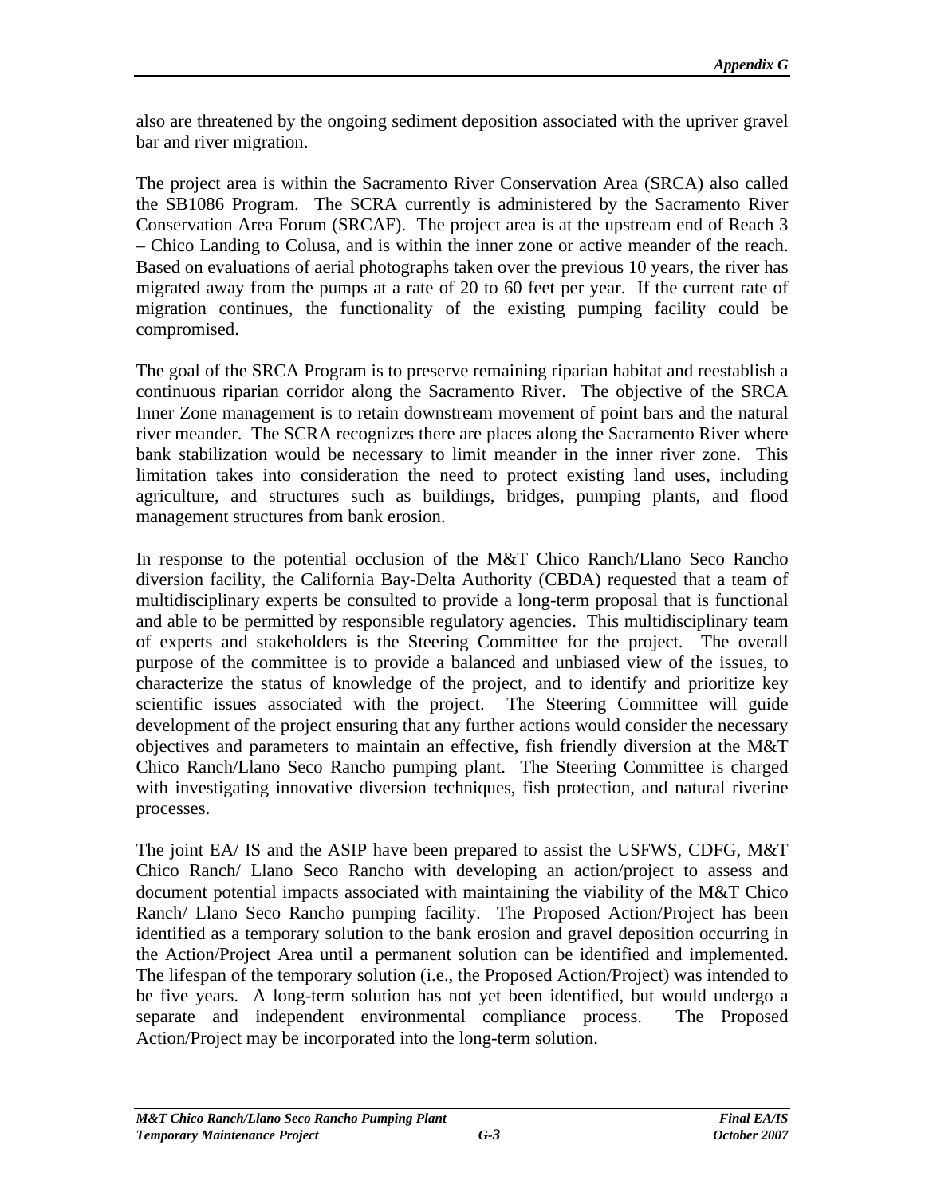also are threatened by the ongoing sediment deposition associated with the upriver gravel bar and river migration.

The project area is within the Sacramento River Conservation Area (SRCA) also called the SB1086 Program. The SCRA currently is administered by the Sacramento River Conservation Area Forum (SRCAF). The project area is at the upstream end of Reach 3 – Chico Landing to Colusa, and is within the inner zone or active meander of the reach. Based on evaluations of aerial photographs taken over the previous 10 years, the river has migrated away from the pumps at a rate of 20 to 60 feet per year. If the current rate of migration continues, the functionality of the existing pumping facility could be compromised.

The goal of the SRCA Program is to preserve remaining riparian habitat and reestablish a continuous riparian corridor along the Sacramento River. The objective of the SRCA Inner Zone management is to retain downstream movement of point bars and the natural river meander. The SCRA recognizes there are places along the Sacramento River where bank stabilization would be necessary to limit meander in the inner river zone. This limitation takes into consideration the need to protect existing land uses, including agriculture, and structures such as buildings, bridges, pumping plants, and flood management structures from bank erosion.

In response to the potential occlusion of the M&T Chico Ranch/Llano Seco Rancho diversion facility, the California Bay-Delta Authority (CBDA) requested that a team of multidisciplinary experts be consulted to provide a long-term proposal that is functional and able to be permitted by responsible regulatory agencies. This multidisciplinary team of experts and stakeholders is the Steering Committee for the project. The overall purpose of the committee is to provide a balanced and unbiased view of the issues, to characterize the status of knowledge of the project, and to identify and prioritize key scientific issues associated with the project. The Steering Committee will guide development of the project ensuring that any further actions would consider the necessary objectives and parameters to maintain an effective, fish friendly diversion at the M&T Chico Ranch/Llano Seco Rancho pumping plant. The Steering Committee is charged with investigating innovative diversion techniques, fish protection, and natural riverine processes.

The joint EA/ IS and the ASIP have been prepared to assist the USFWS, CDFG, M&T Chico Ranch/ Llano Seco Rancho with developing an action/project to assess and document potential impacts associated with maintaining the viability of the M&T Chico Ranch/ Llano Seco Rancho pumping facility. The Proposed Action/Project has been identified as a temporary solution to the bank erosion and gravel deposition occurring in the Action/Project Area until a permanent solution can be identified and implemented. The lifespan of the temporary solution (i.e., the Proposed Action/Project) was intended to be five years. A long-term solution has not yet been identified, but would undergo a separate and independent environmental compliance process. The Proposed Action/Project may be incorporated into the long-term solution.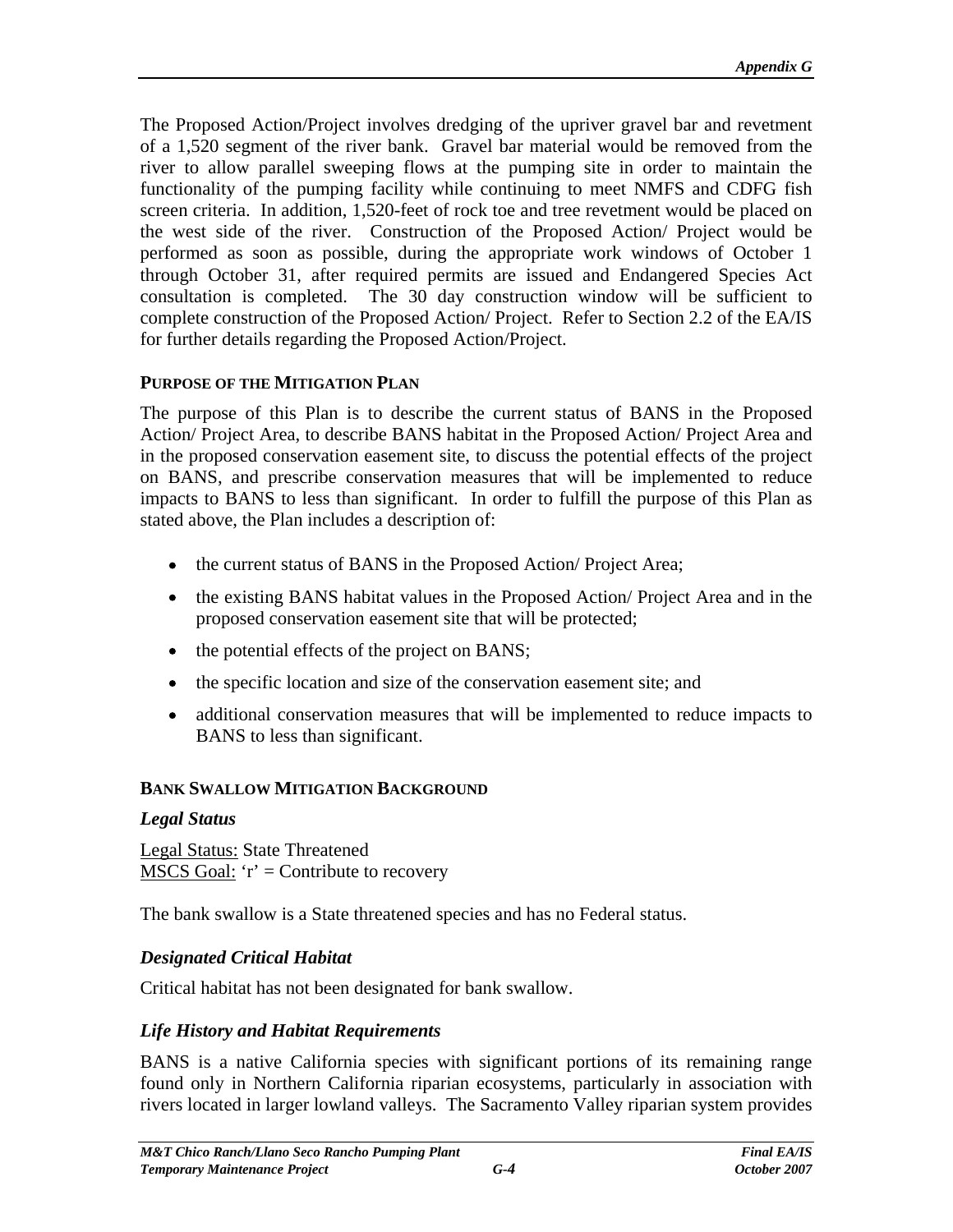The Proposed Action/Project involves dredging of the upriver gravel bar and revetment of a 1,520 segment of the river bank. Gravel bar material would be removed from the river to allow parallel sweeping flows at the pumping site in order to maintain the functionality of the pumping facility while continuing to meet NMFS and CDFG fish screen criteria. In addition, 1,520-feet of rock toe and tree revetment would be placed on the west side of the river. Construction of the Proposed Action/ Project would be performed as soon as possible, during the appropriate work windows of October 1 through October 31, after required permits are issued and Endangered Species Act consultation is completed. The 30 day construction window will be sufficient to complete construction of the Proposed Action/ Project. Refer to Section 2.2 of the EA/IS for further details regarding the Proposed Action/Project.

## PURPOSE OF THE MITIGATION PLAN

The purpose of this Plan is to describe the current status of BANS in the Proposed Action/ Project Area, to describe BANS habitat in the Proposed Action/ Project Area and in the proposed conservation easement site, to discuss the potential effects of the project on BANS, and prescribe conservation measures that will be implemented to reduce impacts to BANS to less than significant. In order to fulfill the purpose of this Plan as stated above, the Plan includes a description of:

- the current status of BANS in the Proposed Action/ Project Area;
- the existing BANS habitat values in the Proposed Action/ Project Area and in the proposed conservation easement site that will be protected;
- the potential effects of the project on BANS;
- the specific location and size of the conservation easement site; and
- additional conservation measures that will be implemented to reduce impacts to BANS to less than significant.

## BANK SWALLOW MITIGATION BACKGROUND

### *Legal Status*

Legal Status: State Threatened
MSCS Goal: 'r' = Contribute to recovery

The bank swallow is a State threatened species and has no Federal status.

### *Designated Critical Habitat*

Critical habitat has not been designated for bank swallow.

### *Life History and Habitat Requirements*

BANS is a native California species with significant portions of its remaining range found only in Northern California riparian ecosystems, particularly in association with rivers located in larger lowland valleys. The Sacramento Valley riparian system provides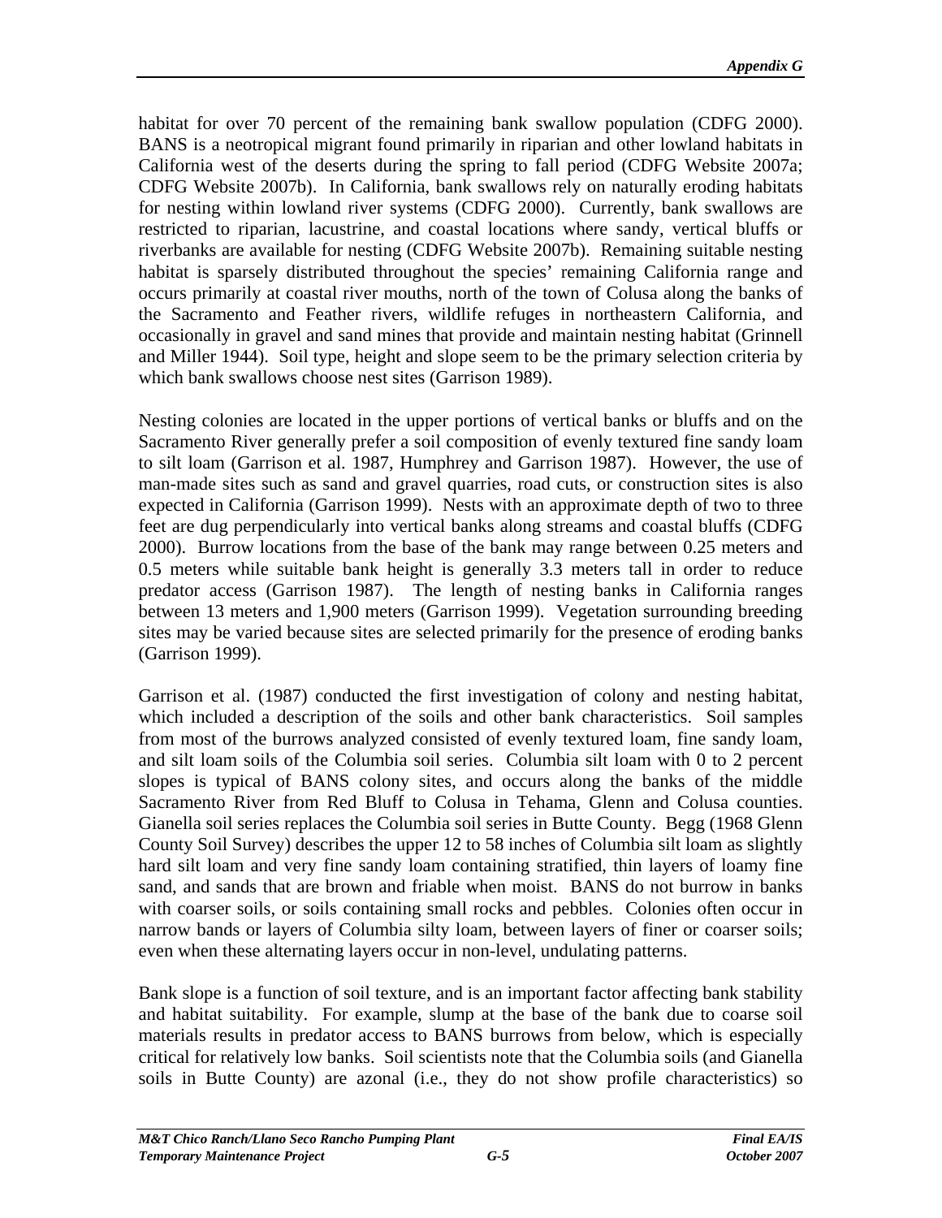habitat for over 70 percent of the remaining bank swallow population (CDFG 2000). BANS is a neotropical migrant found primarily in riparian and other lowland habitats in California west of the deserts during the spring to fall period (CDFG Website 2007a; CDFG Website 2007b). In California, bank swallows rely on naturally eroding habitats for nesting within lowland river systems (CDFG 2000). Currently, bank swallows are restricted to riparian, lacustrine, and coastal locations where sandy, vertical bluffs or riverbanks are available for nesting (CDFG Website 2007b). Remaining suitable nesting habitat is sparsely distributed throughout the species' remaining California range and occurs primarily at coastal river mouths, north of the town of Colusa along the banks of the Sacramento and Feather rivers, wildlife refuges in northeastern California, and occasionally in gravel and sand mines that provide and maintain nesting habitat (Grinnell and Miller 1944). Soil type, height and slope seem to be the primary selection criteria by which bank swallows choose nest sites (Garrison 1989).

Nesting colonies are located in the upper portions of vertical banks or bluffs and on the Sacramento River generally prefer a soil composition of evenly textured fine sandy loam to silt loam (Garrison et al. 1987, Humphrey and Garrison 1987). However, the use of man-made sites such as sand and gravel quarries, road cuts, or construction sites is also expected in California (Garrison 1999). Nests with an approximate depth of two to three feet are dug perpendicularly into vertical banks along streams and coastal bluffs (CDFG 2000). Burrow locations from the base of the bank may range between 0.25 meters and 0.5 meters while suitable bank height is generally 3.3 meters tall in order to reduce predator access (Garrison 1987). The length of nesting banks in California ranges between 13 meters and 1,900 meters (Garrison 1999). Vegetation surrounding breeding sites may be varied because sites are selected primarily for the presence of eroding banks (Garrison 1999).

Garrison et al. (1987) conducted the first investigation of colony and nesting habitat, which included a description of the soils and other bank characteristics. Soil samples from most of the burrows analyzed consisted of evenly textured loam, fine sandy loam, and silt loam soils of the Columbia soil series. Columbia silt loam with 0 to 2 percent slopes is typical of BANS colony sites, and occurs along the banks of the middle Sacramento River from Red Bluff to Colusa in Tehama, Glenn and Colusa counties. Gianella soil series replaces the Columbia soil series in Butte County. Begg (1968 Glenn County Soil Survey) describes the upper 12 to 58 inches of Columbia silt loam as slightly hard silt loam and very fine sandy loam containing stratified, thin layers of loamy fine sand, and sands that are brown and friable when moist. BANS do not burrow in banks with coarser soils, or soils containing small rocks and pebbles. Colonies often occur in narrow bands or layers of Columbia silty loam, between layers of finer or coarser soils; even when these alternating layers occur in non-level, undulating patterns.

Bank slope is a function of soil texture, and is an important factor affecting bank stability and habitat suitability. For example, slump at the base of the bank due to coarse soil materials results in predator access to BANS burrows from below, which is especially critical for relatively low banks. Soil scientists note that the Columbia soils (and Gianella soils in Butte County) are azonal (i.e., they do not show profile characteristics) so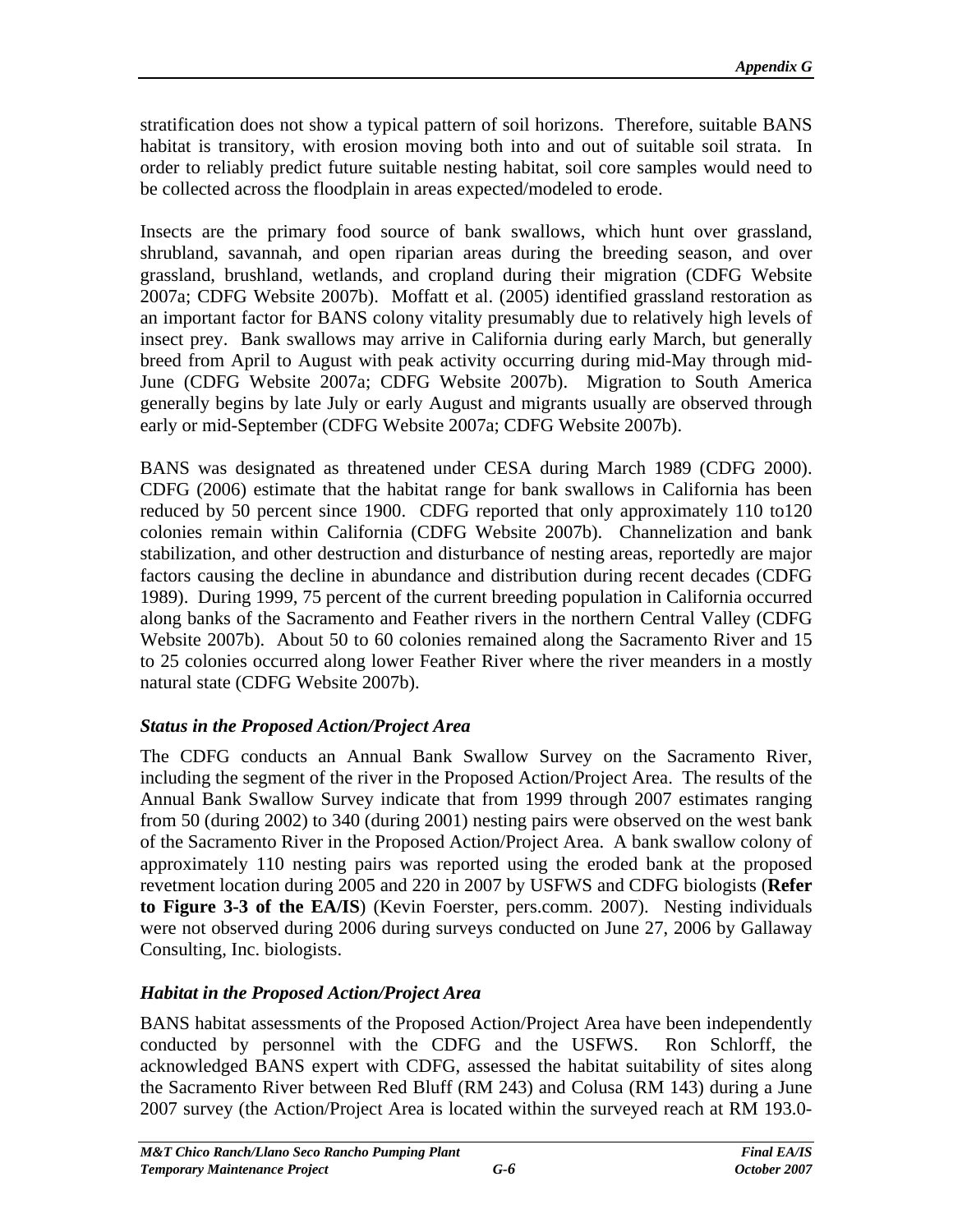stratification does not show a typical pattern of soil horizons. Therefore, suitable BANS habitat is transitory, with erosion moving both into and out of suitable soil strata. In order to reliably predict future suitable nesting habitat, soil core samples would need to be collected across the floodplain in areas expected/modeled to erode.

Insects are the primary food source of bank swallows, which hunt over grassland, shrubland, savannah, and open riparian areas during the breeding season, and over grassland, brushland, wetlands, and cropland during their migration (CDFG Website 2007a; CDFG Website 2007b). Moffatt et al. (2005) identified grassland restoration as an important factor for BANS colony vitality presumably due to relatively high levels of insect prey. Bank swallows may arrive in California during early March, but generally breed from April to August with peak activity occurring during mid-May through mid-June (CDFG Website 2007a; CDFG Website 2007b). Migration to South America generally begins by late July or early August and migrants usually are observed through early or mid-September (CDFG Website 2007a; CDFG Website 2007b).

BANS was designated as threatened under CESA during March 1989 (CDFG 2000). CDFG (2006) estimate that the habitat range for bank swallows in California has been reduced by 50 percent since 1900. CDFG reported that only approximately 110 to120 colonies remain within California (CDFG Website 2007b). Channelization and bank stabilization, and other destruction and disturbance of nesting areas, reportedly are major factors causing the decline in abundance and distribution during recent decades (CDFG 1989). During 1999, 75 percent of the current breeding population in California occurred along banks of the Sacramento and Feather rivers in the northern Central Valley (CDFG Website 2007b). About 50 to 60 colonies remained along the Sacramento River and 15 to 25 colonies occurred along lower Feather River where the river meanders in a mostly natural state (CDFG Website 2007b).

### *Status in the Proposed Action/Project Area*

The CDFG conducts an Annual Bank Swallow Survey on the Sacramento River, including the segment of the river in the Proposed Action/Project Area. The results of the Annual Bank Swallow Survey indicate that from 1999 through 2007 estimates ranging from 50 (during 2002) to 340 (during 2001) nesting pairs were observed on the west bank of the Sacramento River in the Proposed Action/Project Area. A bank swallow colony of approximately 110 nesting pairs was reported using the eroded bank at the proposed revetment location during 2005 and 220 in 2007 by USFWS and CDFG biologists (**Refer to Figure 3-3 of the EA/IS**) (Kevin Foerster, pers.comm. 2007). Nesting individuals were not observed during 2006 during surveys conducted on June 27, 2006 by Gallaway Consulting, Inc. biologists.

### *Habitat in the Proposed Action/Project Area*

BANS habitat assessments of the Proposed Action/Project Area have been independently conducted by personnel with the CDFG and the USFWS. Ron Schlorff, the acknowledged BANS expert with CDFG, assessed the habitat suitability of sites along the Sacramento River between Red Bluff (RM 243) and Colusa (RM 143) during a June 2007 survey (the Action/Project Area is located within the surveyed reach at RM 193.0-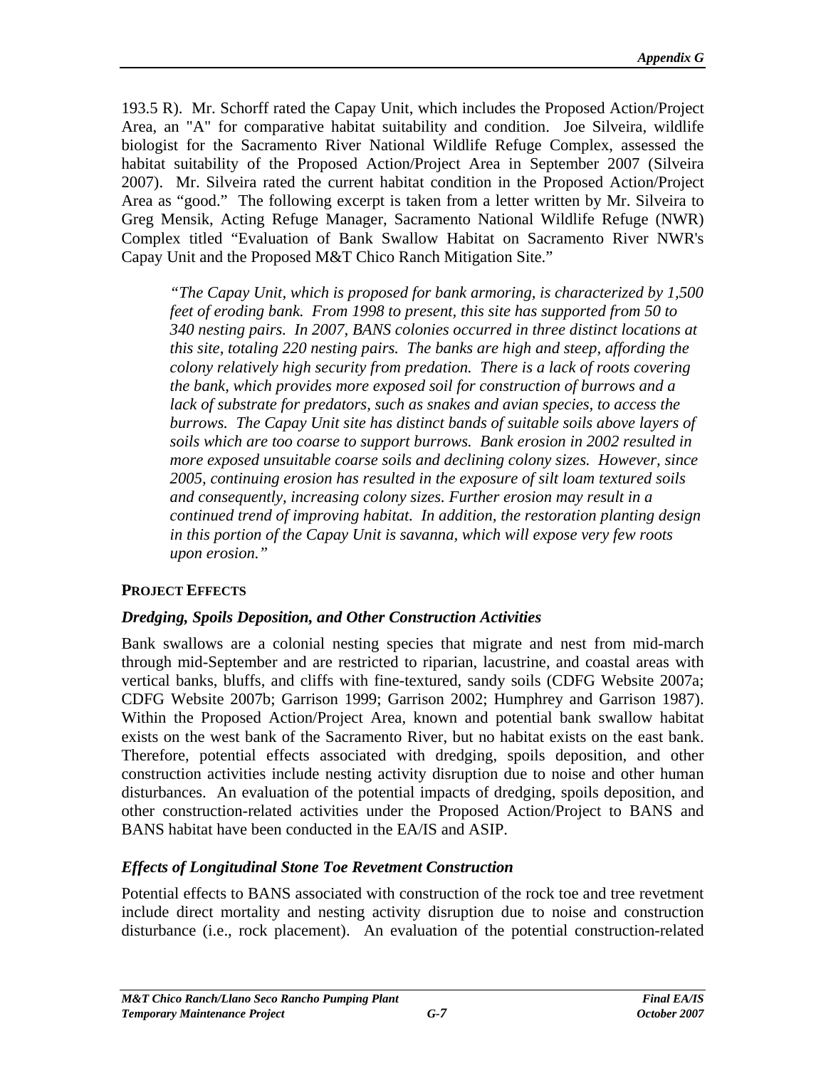193.5 R). Mr. Schorff rated the Capay Unit, which includes the Proposed Action/Project Area, an "A" for comparative habitat suitability and condition. Joe Silveira, wildlife biologist for the Sacramento River National Wildlife Refuge Complex, assessed the habitat suitability of the Proposed Action/Project Area in September 2007 (Silveira 2007). Mr. Silveira rated the current habitat condition in the Proposed Action/Project Area as "good." The following excerpt is taken from a letter written by Mr. Silveira to Greg Mensik, Acting Refuge Manager, Sacramento National Wildlife Refuge (NWR) Complex titled "Evaluation of Bank Swallow Habitat on Sacramento River NWR's Capay Unit and the Proposed M&T Chico Ranch Mitigation Site."

> *"The Capay Unit, which is proposed for bank armoring, is characterized by 1,500 feet of eroding bank. From 1998 to present, this site has supported from 50 to 340 nesting pairs. In 2007, BANS colonies occurred in three distinct locations at this site, totaling 220 nesting pairs. The banks are high and steep, affording the colony relatively high security from predation. There is a lack of roots covering the bank, which provides more exposed soil for construction of burrows and a lack of substrate for predators, such as snakes and avian species, to access the burrows. The Capay Unit site has distinct bands of suitable soils above layers of soils which are too coarse to support burrows. Bank erosion in 2002 resulted in more exposed unsuitable coarse soils and declining colony sizes. However, since 2005, continuing erosion has resulted in the exposure of silt loam textured soils and consequently, increasing colony sizes. Further erosion may result in a continued trend of improving habitat. In addition, the restoration planting design in this portion of the Capay Unit is savanna, which will expose very few roots upon erosion."*

**PROJECT EFFECTS**

### *Dredging, Spoils Deposition, and Other Construction Activities*

Bank swallows are a colonial nesting species that migrate and nest from mid-march through mid-September and are restricted to riparian, lacustrine, and coastal areas with vertical banks, bluffs, and cliffs with fine-textured, sandy soils (CDFG Website 2007a; CDFG Website 2007b; Garrison 1999; Garrison 2002; Humphrey and Garrison 1987). Within the Proposed Action/Project Area, known and potential bank swallow habitat exists on the west bank of the Sacramento River, but no habitat exists on the east bank. Therefore, potential effects associated with dredging, spoils deposition, and other construction activities include nesting activity disruption due to noise and other human disturbances. An evaluation of the potential impacts of dredging, spoils deposition, and other construction-related activities under the Proposed Action/Project to BANS and BANS habitat have been conducted in the EA/IS and ASIP.

### *Effects of Longitudinal Stone Toe Revetment Construction*

Potential effects to BANS associated with construction of the rock toe and tree revetment include direct mortality and nesting activity disruption due to noise and construction disturbance (i.e., rock placement). An evaluation of the potential construction-related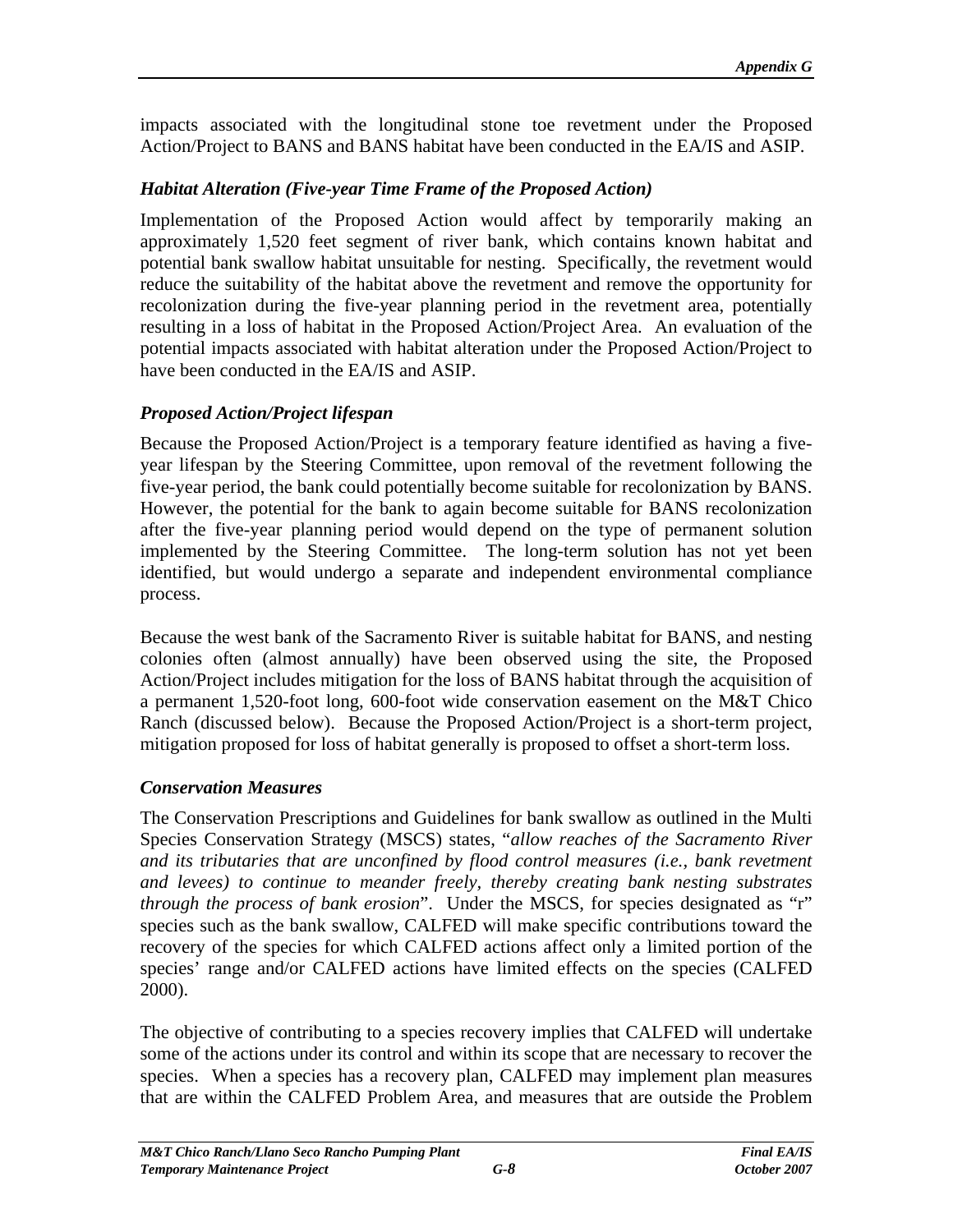impacts associated with the longitudinal stone toe revetment under the Proposed Action/Project to BANS and BANS habitat have been conducted in the EA/IS and ASIP.

### *Habitat Alteration (Five-year Time Frame of the Proposed Action)*

Implementation of the Proposed Action would affect by temporarily making an approximately 1,520 feet segment of river bank, which contains known habitat and potential bank swallow habitat unsuitable for nesting. Specifically, the revetment would reduce the suitability of the habitat above the revetment and remove the opportunity for recolonization during the five-year planning period in the revetment area, potentially resulting in a loss of habitat in the Proposed Action/Project Area. An evaluation of the potential impacts associated with habitat alteration under the Proposed Action/Project to have been conducted in the EA/IS and ASIP.

### *Proposed Action/Project lifespan*

Because the Proposed Action/Project is a temporary feature identified as having a five-year lifespan by the Steering Committee, upon removal of the revetment following the five-year period, the bank could potentially become suitable for recolonization by BANS. However, the potential for the bank to again become suitable for BANS recolonization after the five-year planning period would depend on the type of permanent solution implemented by the Steering Committee. The long-term solution has not yet been identified, but would undergo a separate and independent environmental compliance process.

Because the west bank of the Sacramento River is suitable habitat for BANS, and nesting colonies often (almost annually) have been observed using the site, the Proposed Action/Project includes mitigation for the loss of BANS habitat through the acquisition of a permanent 1,520-foot long, 600-foot wide conservation easement on the M&T Chico Ranch (discussed below). Because the Proposed Action/Project is a short-term project, mitigation proposed for loss of habitat generally is proposed to offset a short-term loss.

### *Conservation Measures*

The Conservation Prescriptions and Guidelines for bank swallow as outlined in the Multi Species Conservation Strategy (MSCS) states, "*allow reaches of the Sacramento River and its tributaries that are unconfined by flood control measures (i.e., bank revetment and levees) to continue to meander freely, thereby creating bank nesting substrates through the process of bank erosion*". Under the MSCS, for species designated as "r" species such as the bank swallow, CALFED will make specific contributions toward the recovery of the species for which CALFED actions affect only a limited portion of the species' range and/or CALFED actions have limited effects on the species (CALFED 2000).

The objective of contributing to a species recovery implies that CALFED will undertake some of the actions under its control and within its scope that are necessary to recover the species. When a species has a recovery plan, CALFED may implement plan measures that are within the CALFED Problem Area, and measures that are outside the Problem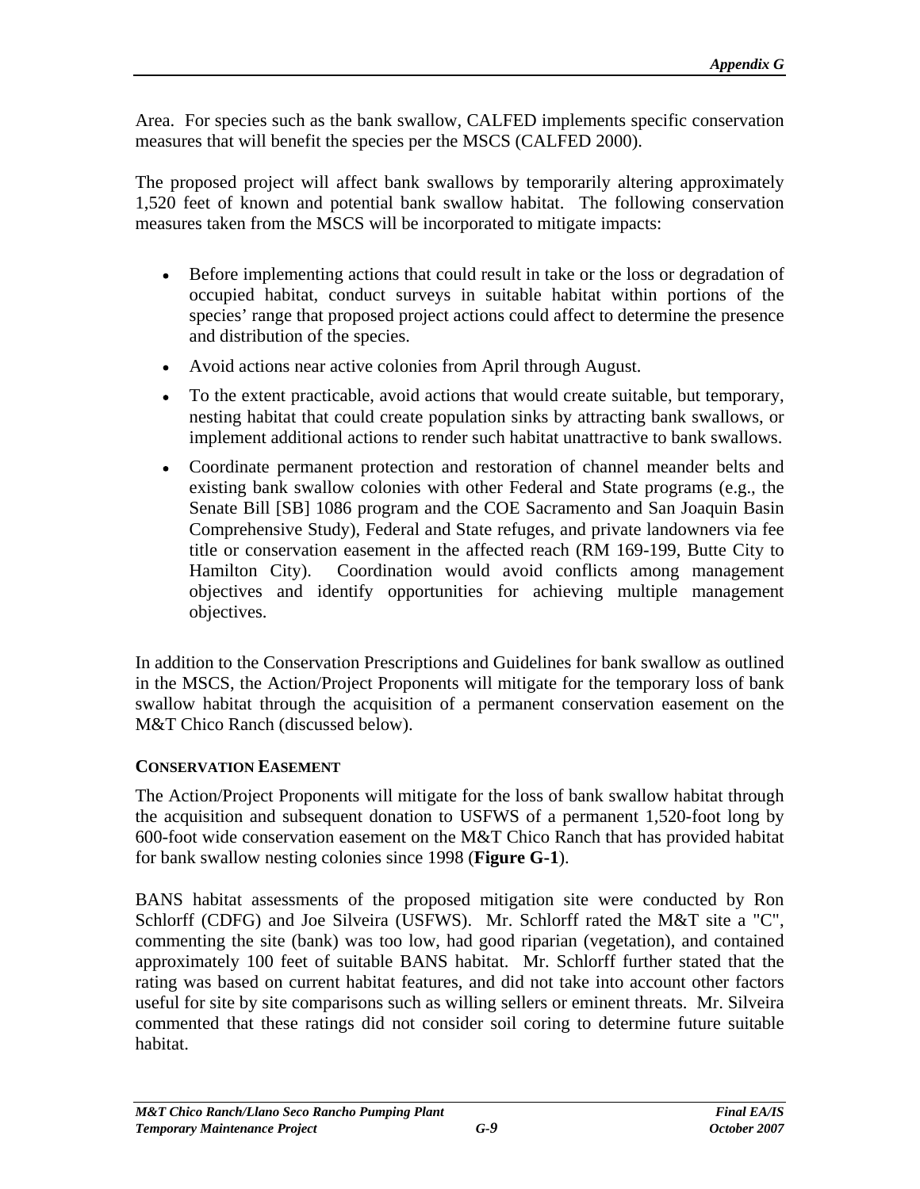Area. For species such as the bank swallow, CALFED implements specific conservation measures that will benefit the species per the MSCS (CALFED 2000).

The proposed project will affect bank swallows by temporarily altering approximately 1,520 feet of known and potential bank swallow habitat. The following conservation measures taken from the MSCS will be incorporated to mitigate impacts:

- Before implementing actions that could result in take or the loss or degradation of occupied habitat, conduct surveys in suitable habitat within portions of the species' range that proposed project actions could affect to determine the presence and distribution of the species.
- Avoid actions near active colonies from April through August.
- To the extent practicable, avoid actions that would create suitable, but temporary, nesting habitat that could create population sinks by attracting bank swallows, or implement additional actions to render such habitat unattractive to bank swallows.
- Coordinate permanent protection and restoration of channel meander belts and existing bank swallow colonies with other Federal and State programs (e.g., the Senate Bill [SB] 1086 program and the COE Sacramento and San Joaquin Basin Comprehensive Study), Federal and State refuges, and private landowners via fee title or conservation easement in the affected reach (RM 169-199, Butte City to Hamilton City). Coordination would avoid conflicts among management objectives and identify opportunities for achieving multiple management objectives.

In addition to the Conservation Prescriptions and Guidelines for bank swallow as outlined in the MSCS, the Action/Project Proponents will mitigate for the temporary loss of bank swallow habitat through the acquisition of a permanent conservation easement on the M&T Chico Ranch (discussed below).

### CONSERVATION EASEMENT

The Action/Project Proponents will mitigate for the loss of bank swallow habitat through the acquisition and subsequent donation to USFWS of a permanent 1,520-foot long by 600-foot wide conservation easement on the M&T Chico Ranch that has provided habitat for bank swallow nesting colonies since 1998 (**Figure G-1**).

BANS habitat assessments of the proposed mitigation site were conducted by Ron Schlorff (CDFG) and Joe Silveira (USFWS). Mr. Schlorff rated the M&T site a "C", commenting the site (bank) was too low, had good riparian (vegetation), and contained approximately 100 feet of suitable BANS habitat. Mr. Schlorff further stated that the rating was based on current habitat features, and did not take into account other factors useful for site by site comparisons such as willing sellers or eminent threats. Mr. Silveira commented that these ratings did not consider soil coring to determine future suitable habitat.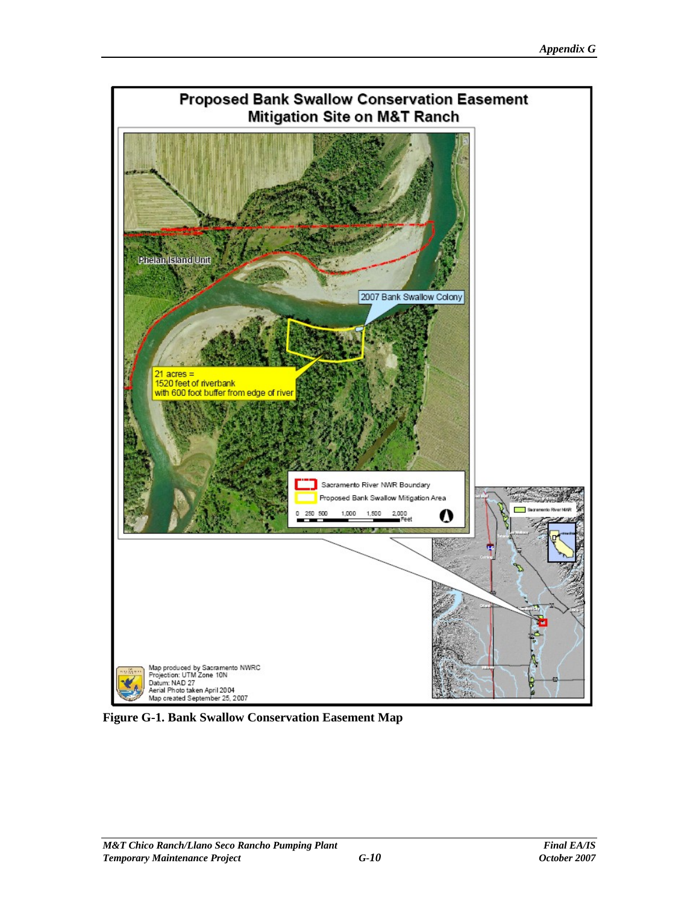# Proposed Bank Swallow Conservation Easement Mitigation Site on M&T Ranch

Phelan Island Unit

2007 Bank Swallow Colony

21 acres = 1520 feet of riverbank with 600 foot buffer from edge of river

Sacramento River NWR Boundary

Proposed Bank Swallow Mitigation Area

0 250 500 1,000 1,500 2,000 Feet

Sacramento River NWR

Map produced by Sacramento NWRC
Projection: UTM Zone 10N
Datum: NAD 27
Aerial Photo taken April 2004
Map created September 25, 2007

**Figure G-1. Bank Swallow Conservation Easement Map**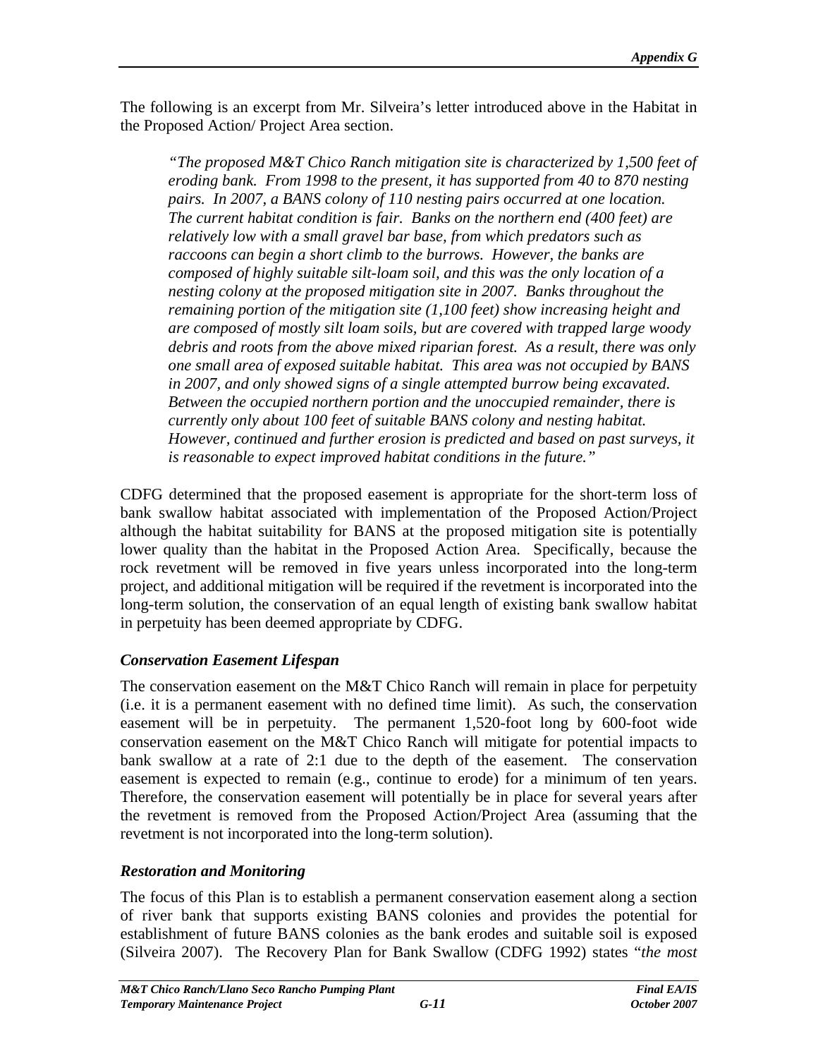The following is an excerpt from Mr. Silveira's letter introduced above in the Habitat in the Proposed Action/ Project Area section.

> *"The proposed M&T Chico Ranch mitigation site is characterized by 1,500 feet of eroding bank. From 1998 to the present, it has supported from 40 to 870 nesting pairs. In 2007, a BANS colony of 110 nesting pairs occurred at one location. The current habitat condition is fair. Banks on the northern end (400 feet) are relatively low with a small gravel bar base, from which predators such as raccoons can begin a short climb to the burrows. However, the banks are composed of highly suitable silt-loam soil, and this was the only location of a nesting colony at the proposed mitigation site in 2007. Banks throughout the remaining portion of the mitigation site (1,100 feet) show increasing height and are composed of mostly silt loam soils, but are covered with trapped large woody debris and roots from the above mixed riparian forest. As a result, there was only one small area of exposed suitable habitat. This area was not occupied by BANS in 2007, and only showed signs of a single attempted burrow being excavated. Between the occupied northern portion and the unoccupied remainder, there is currently only about 100 feet of suitable BANS colony and nesting habitat. However, continued and further erosion is predicted and based on past surveys, it is reasonable to expect improved habitat conditions in the future."*

CDFG determined that the proposed easement is appropriate for the short-term loss of bank swallow habitat associated with implementation of the Proposed Action/Project although the habitat suitability for BANS at the proposed mitigation site is potentially lower quality than the habitat in the Proposed Action Area. Specifically, because the rock revetment will be removed in five years unless incorporated into the long-term project, and additional mitigation will be required if the revetment is incorporated into the long-term solution, the conservation of an equal length of existing bank swallow habitat in perpetuity has been deemed appropriate by CDFG.

### *Conservation Easement Lifespan*

The conservation easement on the M&T Chico Ranch will remain in place for perpetuity (i.e. it is a permanent easement with no defined time limit). As such, the conservation easement will be in perpetuity. The permanent 1,520-foot long by 600-foot wide conservation easement on the M&T Chico Ranch will mitigate for potential impacts to bank swallow at a rate of 2:1 due to the depth of the easement. The conservation easement is expected to remain (e.g., continue to erode) for a minimum of ten years. Therefore, the conservation easement will potentially be in place for several years after the revetment is removed from the Proposed Action/Project Area (assuming that the revetment is not incorporated into the long-term solution).

### *Restoration and Monitoring*

The focus of this Plan is to establish a permanent conservation easement along a section of river bank that supports existing BANS colonies and provides the potential for establishment of future BANS colonies as the bank erodes and suitable soil is exposed (Silveira 2007). The Recovery Plan for Bank Swallow (CDFG 1992) states "*the most*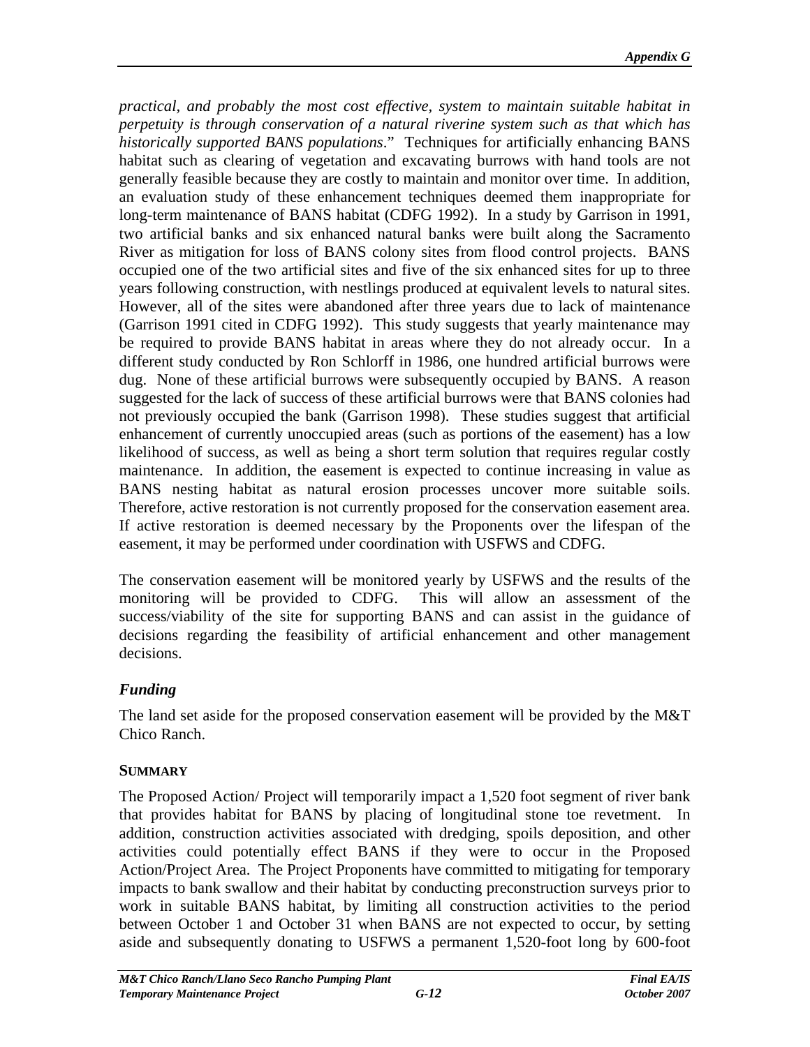*practical, and probably the most cost effective, system to maintain suitable habitat in perpetuity is through conservation of a natural riverine system such as that which has historically supported BANS populations*." Techniques for artificially enhancing BANS habitat such as clearing of vegetation and excavating burrows with hand tools are not generally feasible because they are costly to maintain and monitor over time. In addition, an evaluation study of these enhancement techniques deemed them inappropriate for long-term maintenance of BANS habitat (CDFG 1992). In a study by Garrison in 1991, two artificial banks and six enhanced natural banks were built along the Sacramento River as mitigation for loss of BANS colony sites from flood control projects. BANS occupied one of the two artificial sites and five of the six enhanced sites for up to three years following construction, with nestlings produced at equivalent levels to natural sites. However, all of the sites were abandoned after three years due to lack of maintenance (Garrison 1991 cited in CDFG 1992). This study suggests that yearly maintenance may be required to provide BANS habitat in areas where they do not already occur. In a different study conducted by Ron Schlorff in 1986, one hundred artificial burrows were dug. None of these artificial burrows were subsequently occupied by BANS. A reason suggested for the lack of success of these artificial burrows were that BANS colonies had not previously occupied the bank (Garrison 1998). These studies suggest that artificial enhancement of currently unoccupied areas (such as portions of the easement) has a low likelihood of success, as well as being a short term solution that requires regular costly maintenance. In addition, the easement is expected to continue increasing in value as BANS nesting habitat as natural erosion processes uncover more suitable soils. Therefore, active restoration is not currently proposed for the conservation easement area. If active restoration is deemed necessary by the Proponents over the lifespan of the easement, it may be performed under coordination with USFWS and CDFG.

The conservation easement will be monitored yearly by USFWS and the results of the monitoring will be provided to CDFG. This will allow an assessment of the success/viability of the site for supporting BANS and can assist in the guidance of decisions regarding the feasibility of artificial enhancement and other management decisions.

### *Funding*

The land set aside for the proposed conservation easement will be provided by the M&T Chico Ranch.

## SUMMARY

The Proposed Action/ Project will temporarily impact a 1,520 foot segment of river bank that provides habitat for BANS by placing of longitudinal stone toe revetment. In addition, construction activities associated with dredging, spoils deposition, and other activities could potentially effect BANS if they were to occur in the Proposed Action/Project Area. The Project Proponents have committed to mitigating for temporary impacts to bank swallow and their habitat by conducting preconstruction surveys prior to work in suitable BANS habitat, by limiting all construction activities to the period between October 1 and October 31 when BANS are not expected to occur, by setting aside and subsequently donating to USFWS a permanent 1,520-foot long by 600-foot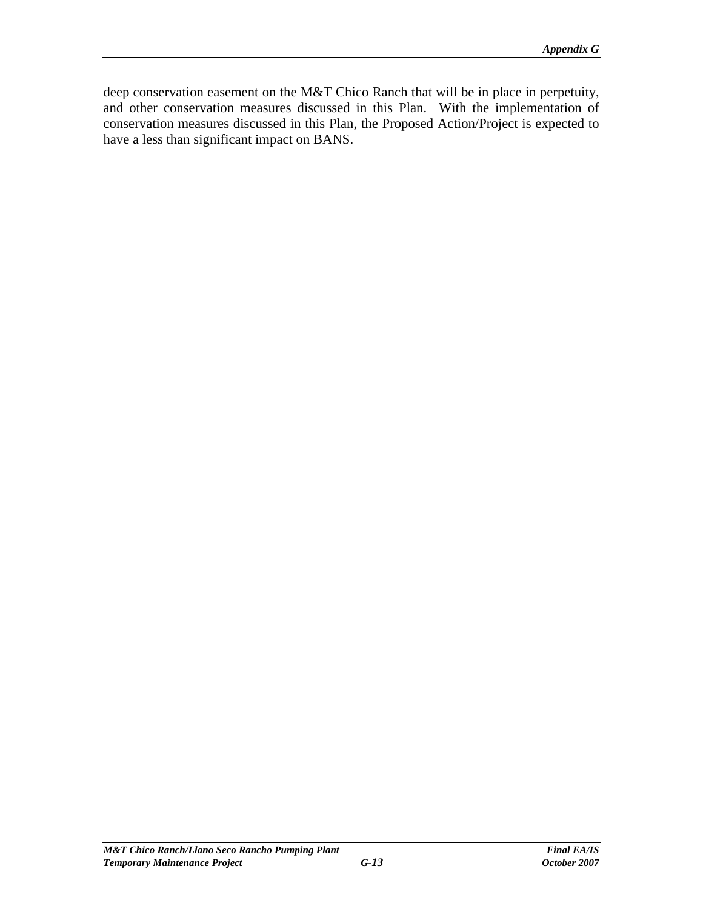deep conservation easement on the M&T Chico Ranch that will be in place in perpetuity, and other conservation measures discussed in this Plan. With the implementation of conservation measures discussed in this Plan, the Proposed Action/Project is expected to have a less than significant impact on BANS.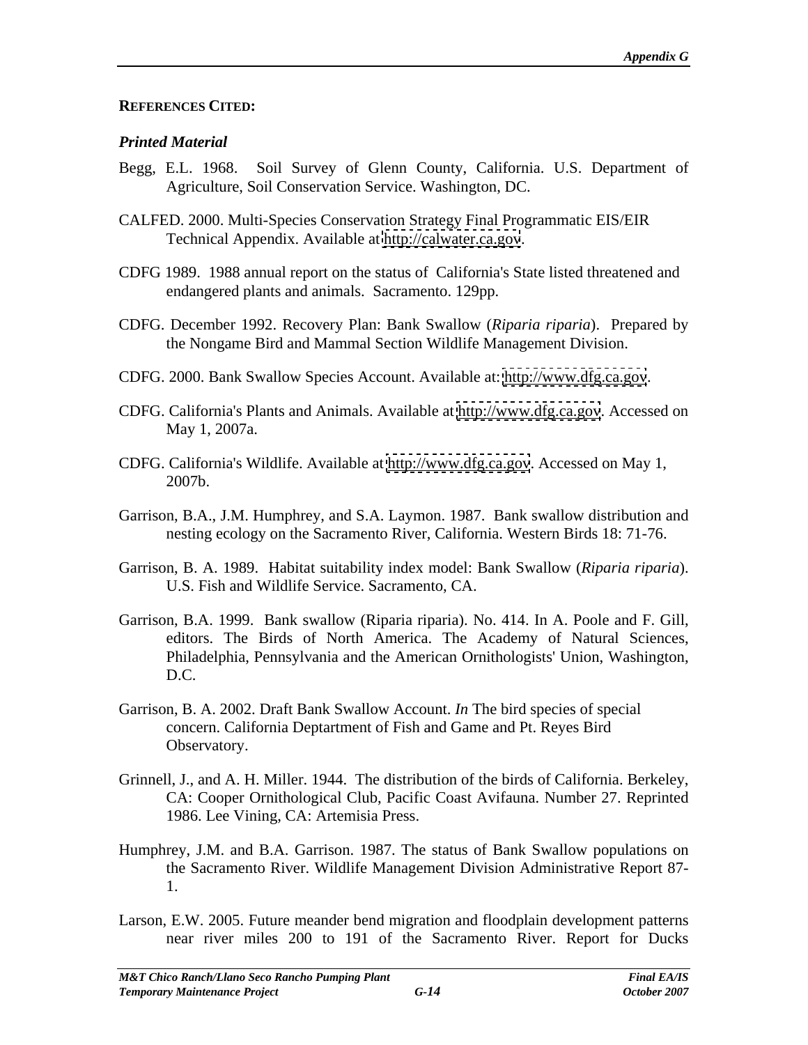**REFERENCES CITED:**

***Printed Material***

Begg, E.L. 1968. Soil Survey of Glenn County, California. U.S. Department of Agriculture, Soil Conservation Service. Washington, DC.

CALFED. 2000. Multi-Species Conservation Strategy Final Programmatic EIS/EIR Technical Appendix. Available at http://calwater.ca.gov.

CDFG 1989. 1988 annual report on the status of California's State listed threatened and endangered plants and animals. Sacramento. 129pp.

CDFG. December 1992. Recovery Plan: Bank Swallow (*Riparia riparia*). Prepared by the Nongame Bird and Mammal Section Wildlife Management Division.

CDFG. 2000. Bank Swallow Species Account. Available at: http://www.dfg.ca.gov.

CDFG. California's Plants and Animals. Available at http://www.dfg.ca.gov. Accessed on May 1, 2007a.

CDFG. California's Wildlife. Available at http://www.dfg.ca.gov. Accessed on May 1, 2007b.

Garrison, B.A., J.M. Humphrey, and S.A. Laymon. 1987. Bank swallow distribution and nesting ecology on the Sacramento River, California. Western Birds 18: 71-76.

Garrison, B. A. 1989. Habitat suitability index model: Bank Swallow (*Riparia riparia*). U.S. Fish and Wildlife Service. Sacramento, CA.

Garrison, B.A. 1999. Bank swallow (Riparia riparia). No. 414. In A. Poole and F. Gill, editors. The Birds of North America. The Academy of Natural Sciences, Philadelphia, Pennsylvania and the American Ornithologists' Union, Washington, D.C.

Garrison, B. A. 2002. Draft Bank Swallow Account. *In* The bird species of special concern. California Deptartment of Fish and Game and Pt. Reyes Bird Observatory.

Grinnell, J., and A. H. Miller. 1944. The distribution of the birds of California. Berkeley, CA: Cooper Ornithological Club, Pacific Coast Avifauna. Number 27. Reprinted 1986. Lee Vining, CA: Artemisia Press.

Humphrey, J.M. and B.A. Garrison. 1987. The status of Bank Swallow populations on the Sacramento River. Wildlife Management Division Administrative Report 87-1.

Larson, E.W. 2005. Future meander bend migration and floodplain development patterns near river miles 200 to 191 of the Sacramento River. Report for Ducks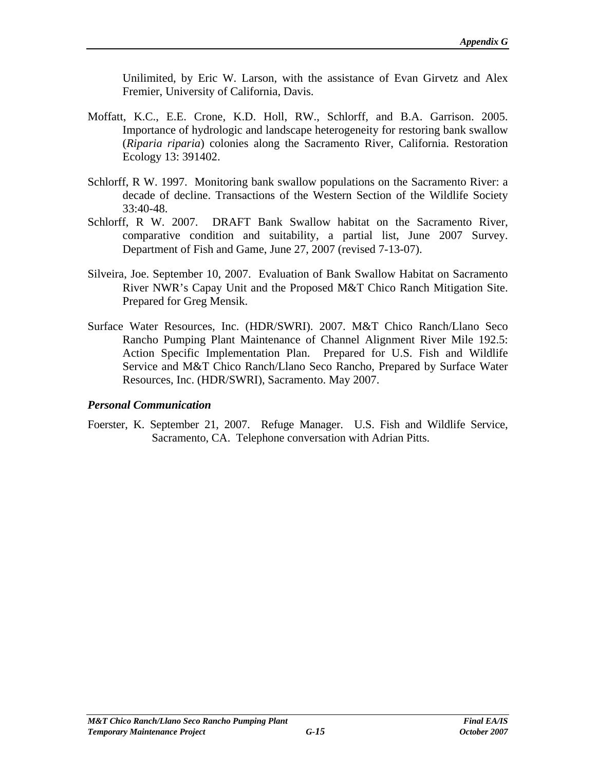Unilimited, by Eric W. Larson, with the assistance of Evan Girvetz and Alex Fremier, University of California, Davis.

Moffatt, K.C., E.E. Crone, K.D. Holl, RW., Schlorff, and B.A. Garrison. 2005. Importance of hydrologic and landscape heterogeneity for restoring bank swallow (*Riparia riparia*) colonies along the Sacramento River, California. Restoration Ecology 13: 391402.

Schlorff, R W. 1997. Monitoring bank swallow populations on the Sacramento River: a decade of decline. Transactions of the Western Section of the Wildlife Society 33:40-48.

Schlorff, R W. 2007. DRAFT Bank Swallow habitat on the Sacramento River, comparative condition and suitability, a partial list, June 2007 Survey. Department of Fish and Game, June 27, 2007 (revised 7-13-07).

Silveira, Joe. September 10, 2007. Evaluation of Bank Swallow Habitat on Sacramento River NWR's Capay Unit and the Proposed M&T Chico Ranch Mitigation Site. Prepared for Greg Mensik.

Surface Water Resources, Inc. (HDR/SWRI). 2007. M&T Chico Ranch/Llano Seco Rancho Pumping Plant Maintenance of Channel Alignment River Mile 192.5: Action Specific Implementation Plan. Prepared for U.S. Fish and Wildlife Service and M&T Chico Ranch/Llano Seco Rancho, Prepared by Surface Water Resources, Inc. (HDR/SWRI), Sacramento. May 2007.

### *Personal Communication*

Foerster, K. September 21, 2007. Refuge Manager. U.S. Fish and Wildlife Service, Sacramento, CA. Telephone conversation with Adrian Pitts.